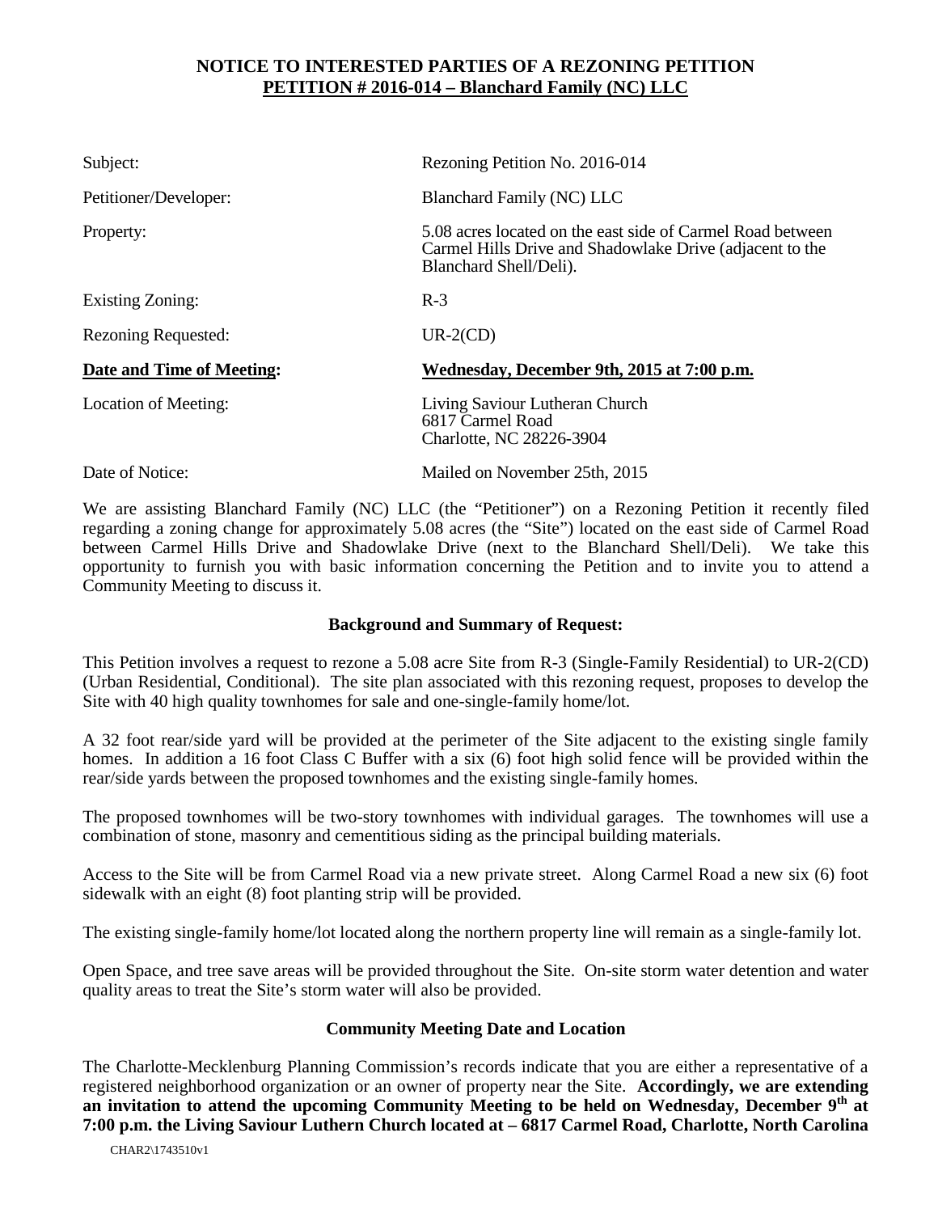**NOTICE TO INTERESTED PARTIES OF A REZONING PETITION**
**PETITION # 2016-014 – Blanchard Family (NC) LLC**

| | |
|---|---|
| Subject: | Rezoning Petition No. 2016-014 |
| Petitioner/Developer: | Blanchard Family (NC) LLC |
| Property: | 5.08 acres located on the east side of Carmel Road between Carmel Hills Drive and Shadowlake Drive (adjacent to the Blanchard Shell/Deli). |
| Existing Zoning: | R-3 |
| Rezoning Requested: | UR-2(CD) |
| **Date and Time of Meeting:** | **Wednesday, December 9th, 2015 at 7:00 p.m.** |
| Location of Meeting: | Living Saviour Lutheran Church<br>6817 Carmel Road<br>Charlotte, NC 28226-3904 |
| Date of Notice: | Mailed on November 25th, 2015 |

We are assisting Blanchard Family (NC) LLC (the "Petitioner") on a Rezoning Petition it recently filed regarding a zoning change for approximately 5.08 acres (the "Site") located on the east side of Carmel Road between Carmel Hills Drive and Shadowlake Drive (next to the Blanchard Shell/Deli). We take this opportunity to furnish you with basic information concerning the Petition and to invite you to attend a Community Meeting to discuss it.

**Background and Summary of Request:**

This Petition involves a request to rezone a 5.08 acre Site from R-3 (Single-Family Residential) to UR-2(CD) (Urban Residential, Conditional). The site plan associated with this rezoning request, proposes to develop the Site with 40 high quality townhomes for sale and one-single-family home/lot.

A 32 foot rear/side yard will be provided at the perimeter of the Site adjacent to the existing single family homes. In addition a 16 foot Class C Buffer with a six (6) foot high solid fence will be provided within the rear/side yards between the proposed townhomes and the existing single-family homes.

The proposed townhomes will be two-story townhomes with individual garages. The townhomes will use a combination of stone, masonry and cementitious siding as the principal building materials.

Access to the Site will be from Carmel Road via a new private street. Along Carmel Road a new six (6) foot sidewalk with an eight (8) foot planting strip will be provided.

The existing single-family home/lot located along the northern property line will remain as a single-family lot.

Open Space, and tree save areas will be provided throughout the Site. On-site storm water detention and water quality areas to treat the Site's storm water will also be provided.

**Community Meeting Date and Location**

The Charlotte-Mecklenburg Planning Commission's records indicate that you are either a representative of a registered neighborhood organization or an owner of property near the Site. **Accordingly, we are extending an invitation to attend the upcoming Community Meeting to be held on Wednesday, December 9th at 7:00 p.m. the Living Saviour Luthern Church located at – 6817 Carmel Road, Charlotte, North Carolina**

CHAR2\1743510v1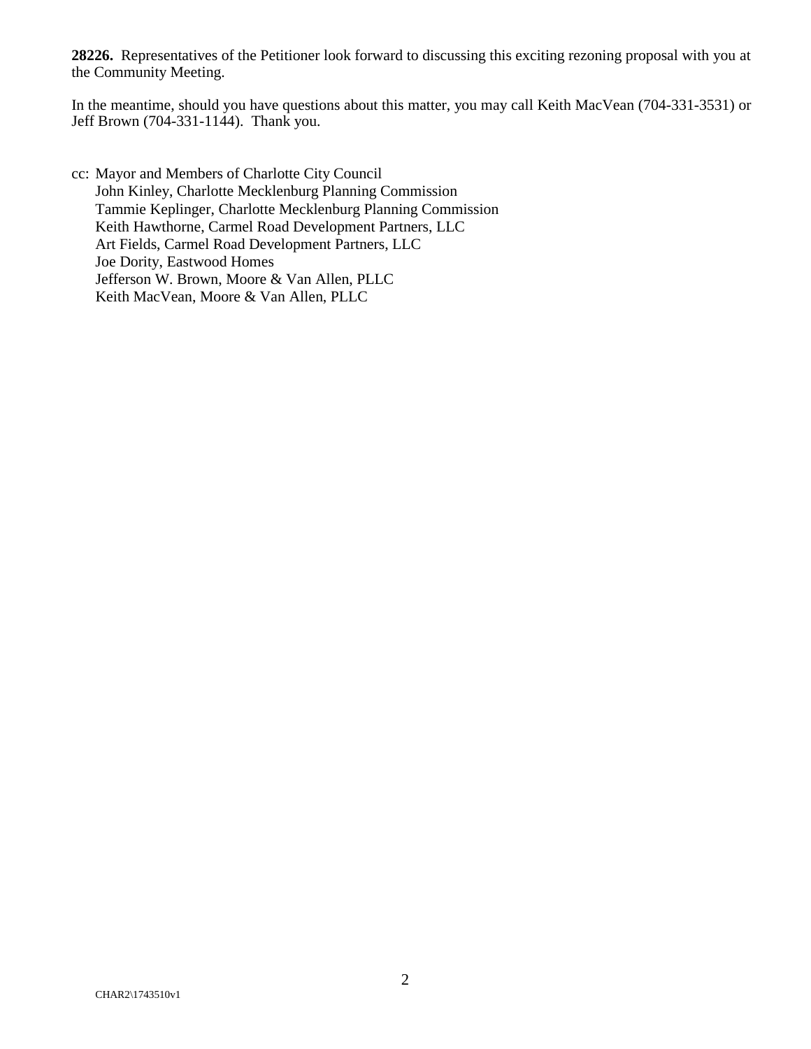**28226.** Representatives of the Petitioner look forward to discussing this exciting rezoning proposal with you at the Community Meeting.

In the meantime, should you have questions about this matter, you may call Keith MacVean (704-331-3531) or Jeff Brown (704-331-1144). Thank you.

cc: Mayor and Members of Charlotte City Council
John Kinley, Charlotte Mecklenburg Planning Commission
Tammie Keplinger, Charlotte Mecklenburg Planning Commission
Keith Hawthorne, Carmel Road Development Partners, LLC
Art Fields, Carmel Road Development Partners, LLC
Joe Dority, Eastwood Homes
Jefferson W. Brown, Moore & Van Allen, PLLC
Keith MacVean, Moore & Van Allen, PLLC

CHAR2\1743510v1